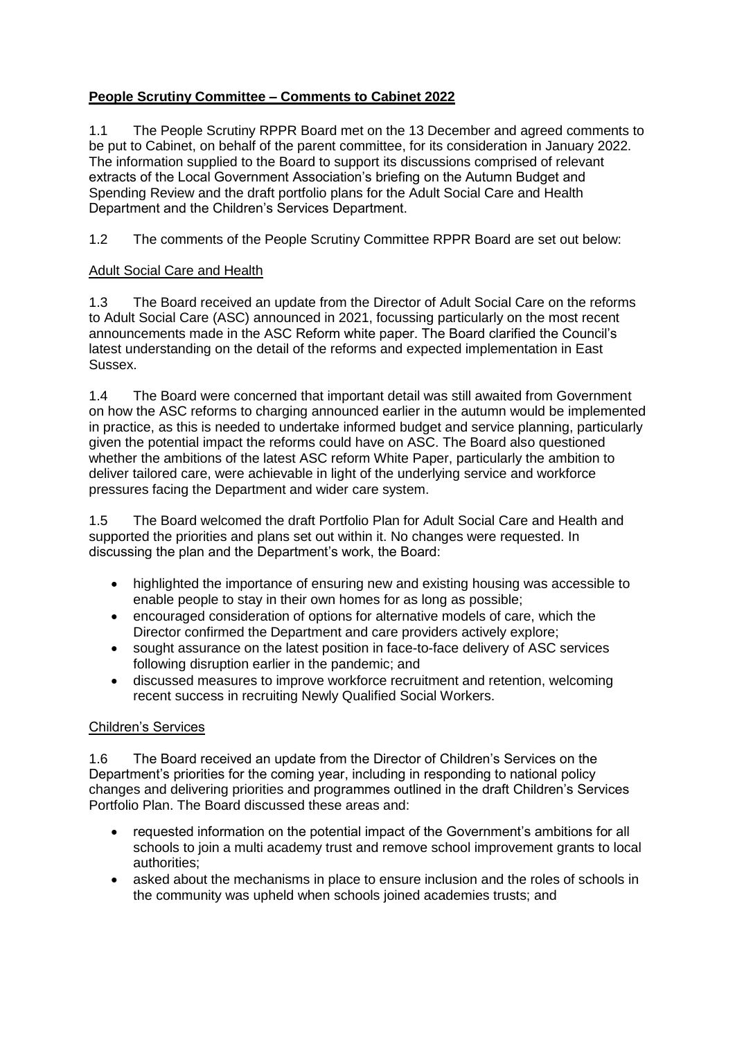# **People Scrutiny Committee – Comments to Cabinet 2022**

1.1 The People Scrutiny RPPR Board met on the 13 December and agreed comments to be put to Cabinet, on behalf of the parent committee, for its consideration in January 2022. The information supplied to the Board to support its discussions comprised of relevant extracts of the Local Government Association's briefing on the Autumn Budget and Spending Review and the draft portfolio plans for the Adult Social Care and Health Department and the Children's Services Department.

1.2 The comments of the People Scrutiny Committee RPPR Board are set out below:

## Adult Social Care and Health

1.3 The Board received an update from the Director of Adult Social Care on the reforms to Adult Social Care (ASC) announced in 2021, focussing particularly on the most recent announcements made in the ASC Reform white paper. The Board clarified the Council's latest understanding on the detail of the reforms and expected implementation in East Sussex.

1.4 The Board were concerned that important detail was still awaited from Government on how the ASC reforms to charging announced earlier in the autumn would be implemented in practice, as this is needed to undertake informed budget and service planning, particularly given the potential impact the reforms could have on ASC. The Board also questioned whether the ambitions of the latest ASC reform White Paper, particularly the ambition to deliver tailored care, were achievable in light of the underlying service and workforce pressures facing the Department and wider care system.

1.5 The Board welcomed the draft Portfolio Plan for Adult Social Care and Health and supported the priorities and plans set out within it. No changes were requested. In discussing the plan and the Department's work, the Board:

- highlighted the importance of ensuring new and existing housing was accessible to enable people to stay in their own homes for as long as possible;
- encouraged consideration of options for alternative models of care, which the Director confirmed the Department and care providers actively explore;
- sought assurance on the latest position in face-to-face delivery of ASC services following disruption earlier in the pandemic; and
- discussed measures to improve workforce recruitment and retention, welcoming recent success in recruiting Newly Qualified Social Workers.

## Children's Services

1.6 The Board received an update from the Director of Children's Services on the Department's priorities for the coming year, including in responding to national policy changes and delivering priorities and programmes outlined in the draft Children's Services Portfolio Plan. The Board discussed these areas and:

- requested information on the potential impact of the Government's ambitions for all schools to join a multi academy trust and remove school improvement grants to local authorities;
- asked about the mechanisms in place to ensure inclusion and the roles of schools in the community was upheld when schools joined academies trusts; and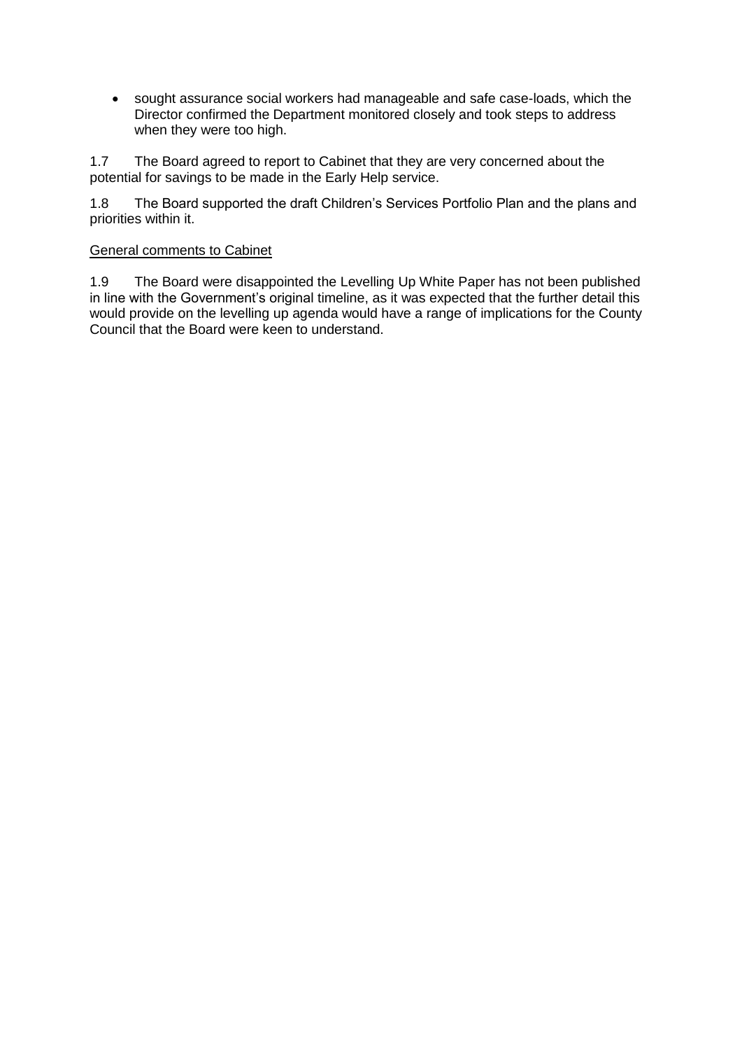- sought assurance social workers had manageable and safe case-loads, which the Director confirmed the Department monitored closely and took steps to address when they were too high.

1.7 The Board agreed to report to Cabinet that they are very concerned about the potential for savings to be made in the Early Help service.

1.8 The Board supported the draft Children's Services Portfolio Plan and the plans and priorities within it.

<u>General comments to Cabinet</u>

1.9 The Board were disappointed the Levelling Up White Paper has not been published in line with the Government's original timeline, as it was expected that the further detail this would provide on the levelling up agenda would have a range of implications for the County Council that the Board were keen to understand.